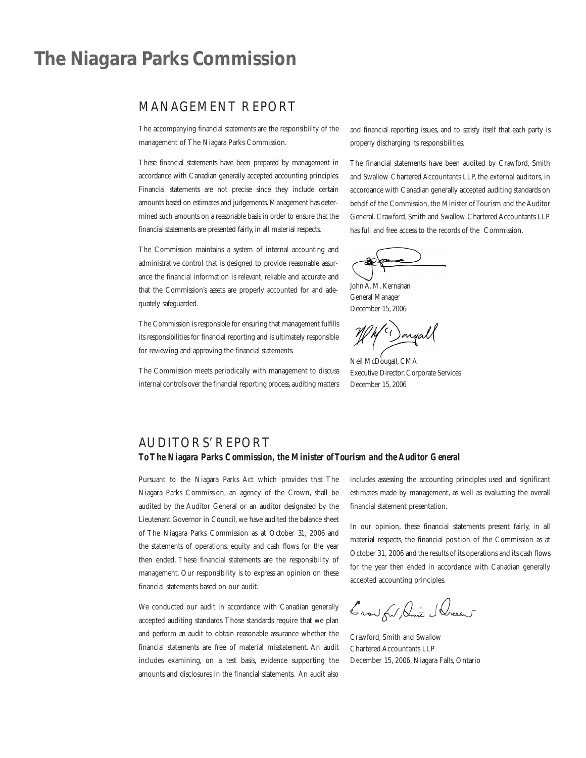# The Niagara Parks Commission

## MANAGEMENT REPORT

The accompanying financial statements are the responsibility of the management of The Niagara Parks Commission.

These financial statements have been prepared by management in accordance with Canadian generally accepted accounting principles. Financial statements are not precise since they include certain amounts based on estimates and judgements. Management has determined such amounts on a reasonable basis in order to ensure that the financial statements are presented fairly, in all material respects.

The Commission maintains a system of internal accounting and administrative control that is designed to provide reasonable assurance the financial information is relevant, reliable and accurate and that the Commission's assets are properly accounted for and adequately safeguarded.

The Commission is responsible for ensuring that management fulfills its responsibilities for financial reporting and is ultimately responsible for reviewing and approving the financial statements.

The Commission meets periodically with management to discuss internal controls over the financial reporting process, auditing matters and financial reporting issues, and to satisfy itself that each party is properly discharging its responsibilities.

The financial statements have been audited by Crawford, Smith and Swallow Chartered Accountants LLP, the external auditors, in accordance with Canadian generally accepted auditing standards on behalf of the Commission, the Minister of Tourism and the Auditor General. Crawford, Smith and Swallow Chartered Accountants LLP has full and free access to the records of the Commission.

John A. M. Kernahan
General Manager
December 15, 2006

Neil McDougall, CMA
Executive Director, Corporate Services
December 15, 2006

## AUDITORS' REPORT

***To The Niagara Parks Commission, the Minister of Tourism and the Auditor General***

Pursuant to the Niagara Parks Act which provides that The Niagara Parks Commission, an agency of the Crown, shall be audited by the Auditor General or an auditor designated by the Lieutenant Governor in Council, we have audited the balance sheet of The Niagara Parks Commission as at October 31, 2006 and the statements of operations, equity and cash flows for the year then ended. These financial statements are the responsibility of management. Our responsibility is to express an opinion on these financial statements based on our audit.

We conducted our audit in accordance with Canadian generally accepted auditing standards. Those standards require that we plan and perform an audit to obtain reasonable assurance whether the financial statements are free of material misstatement. An audit includes examining, on a test basis, evidence supporting the amounts and disclosures in the financial statements. An audit also includes assessing the accounting principles used and significant estimates made by management, as well as evaluating the overall financial statement presentation.

In our opinion, these financial statements present fairly, in all material respects, the financial position of the Commission as at October 31, 2006 and the results of its operations and its cash flows for the year then ended in accordance with Canadian generally accepted accounting principles.

Crawford, Smith and Swallow
Chartered Accountants LLP
December 15, 2006, Niagara Falls, Ontario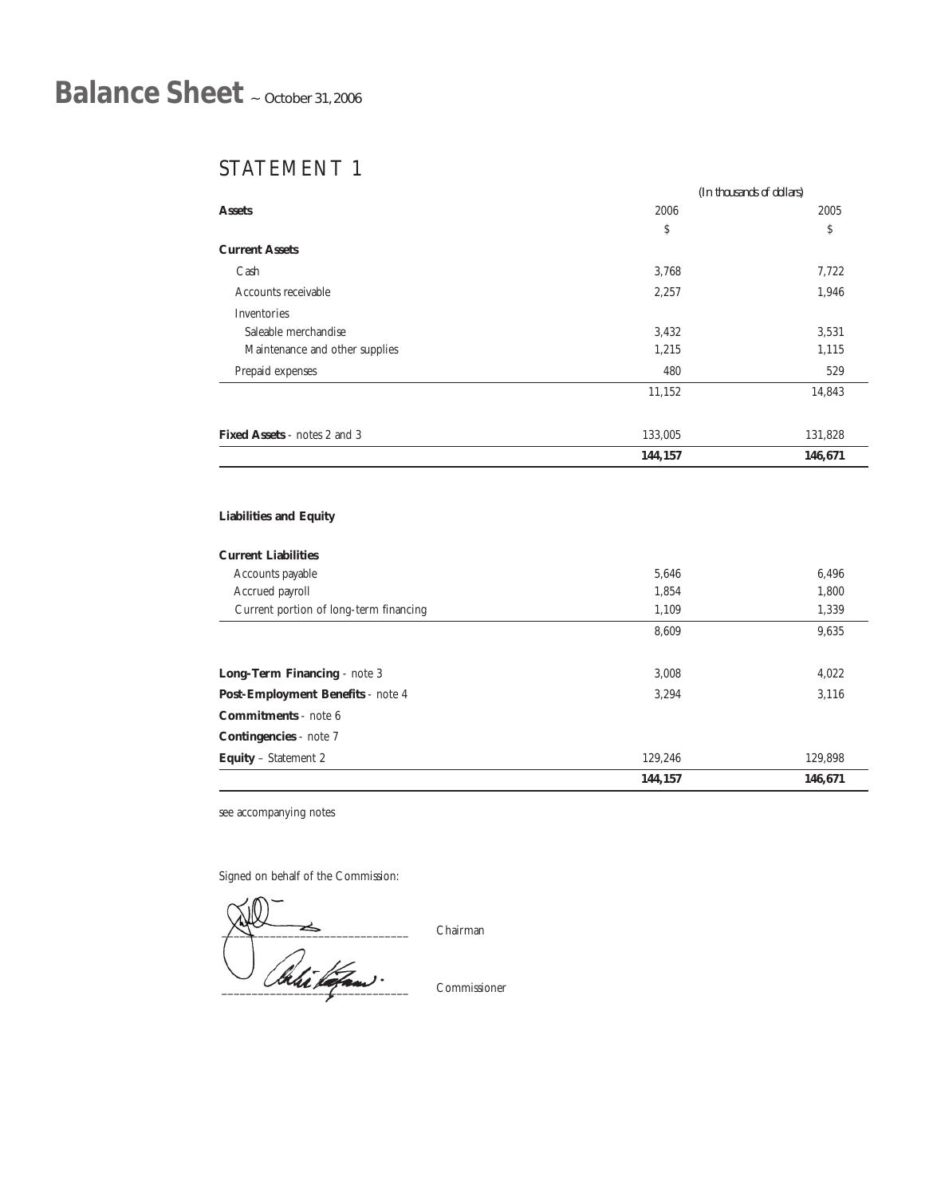# Balance Sheet ~ October 31, 2006

## STATEMENT 1

| | *(In thousands of dollars)* | |
|---|---|---|
| **Assets** | 2006 | 2005 |
| | $ | $ |
| **Current Assets** | | |
| Cash | 3,768 | 7,722 |
| Accounts receivable | 2,257 | 1,946 |
| Inventories | | |
| Saleable merchandise | 3,432 | 3,531 |
| Maintenance and other supplies | 1,215 | 1,115 |
| Prepaid expenses | 480 | 529 |
| | 11,152 | 14,843 |
| **Fixed Assets** - notes 2 and 3 | 133,005 | 131,828 |
| | **144,157** | **146,671** |

| | | |
|---|---|---|
| **Liabilities and Equity** | | |
| **Current Liabilities** | | |
| Accounts payable | 5,646 | 6,496 |
| Accrued payroll | 1,854 | 1,800 |
| Current portion of long-term financing | 1,109 | 1,339 |
| | 8,609 | 9,635 |
| **Long-Term Financing** - note 3 | 3,008 | 4,022 |
| **Post-Employment Benefits** - note 4 | 3,294 | 3,116 |
| **Commitments** - note 6 | | |
| **Contingencies** - note 7 | | |
| **Equity** – Statement 2 | 129,246 | 129,898 |
| | **144,157** | **146,671** |

see accompanying notes

Signed on behalf of the Commission:

______________________________ Chairman

______________________________ Commissioner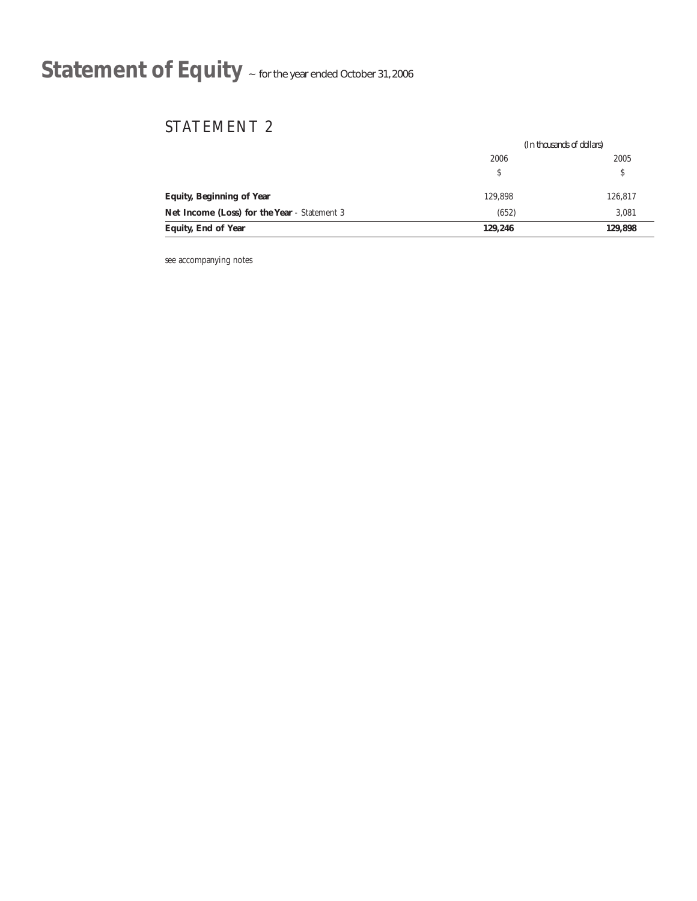# Statement of Equity ~ for the year ended October 31, 2006

## STATEMENT 2

| | *(In thousands of dollars)* | |
|---|---|---|
| | 2006 | 2005 |
| | $ | $ |
| **Equity, Beginning of Year** | 129,898 | 126,817 |
| **Net Income (Loss) for the Year** - Statement 3 | (652) | 3,081 |
| **Equity, End of Year** | **129,246** | **129,898** |

see accompanying notes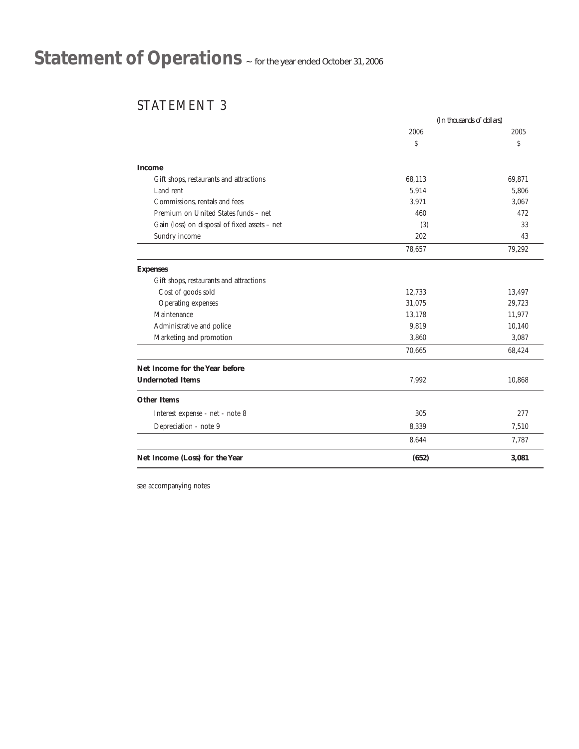# Statement of Operations ~ for the year ended October 31, 2006

## STATEMENT 3

| | *(In thousands of dollars)* | |
|---|---|---|
| | 2006 | 2005 |
| | $ | $ |
| **Income** | | |
| Gift shops, restaurants and attractions | 68,113 | 69,871 |
| Land rent | 5,914 | 5,806 |
| Commissions, rentals and fees | 3,971 | 3,067 |
| Premium on United States funds – net | 460 | 472 |
| Gain (loss) on disposal of fixed assets – net | (3) | 33 |
| Sundry income | 202 | 43 |
| | 78,657 | 79,292 |
| **Expenses** | | |
| Gift shops, restaurants and attractions | | |
| Cost of goods sold | 12,733 | 13,497 |
| Operating expenses | 31,075 | 29,723 |
| Maintenance | 13,178 | 11,977 |
| Administrative and police | 9,819 | 10,140 |
| Marketing and promotion | 3,860 | 3,087 |
| | 70,665 | 68,424 |
| **Net Income for the Year before Undernoted Items** | 7,992 | 10,868 |
| **Other Items** | | |
| Interest expense - net - note 8 | 305 | 277 |
| Depreciation - note 9 | 8,339 | 7,510 |
| | 8,644 | 7,787 |
| **Net Income (Loss) for the Year** | **(652)** | **3,081** |

see accompanying notes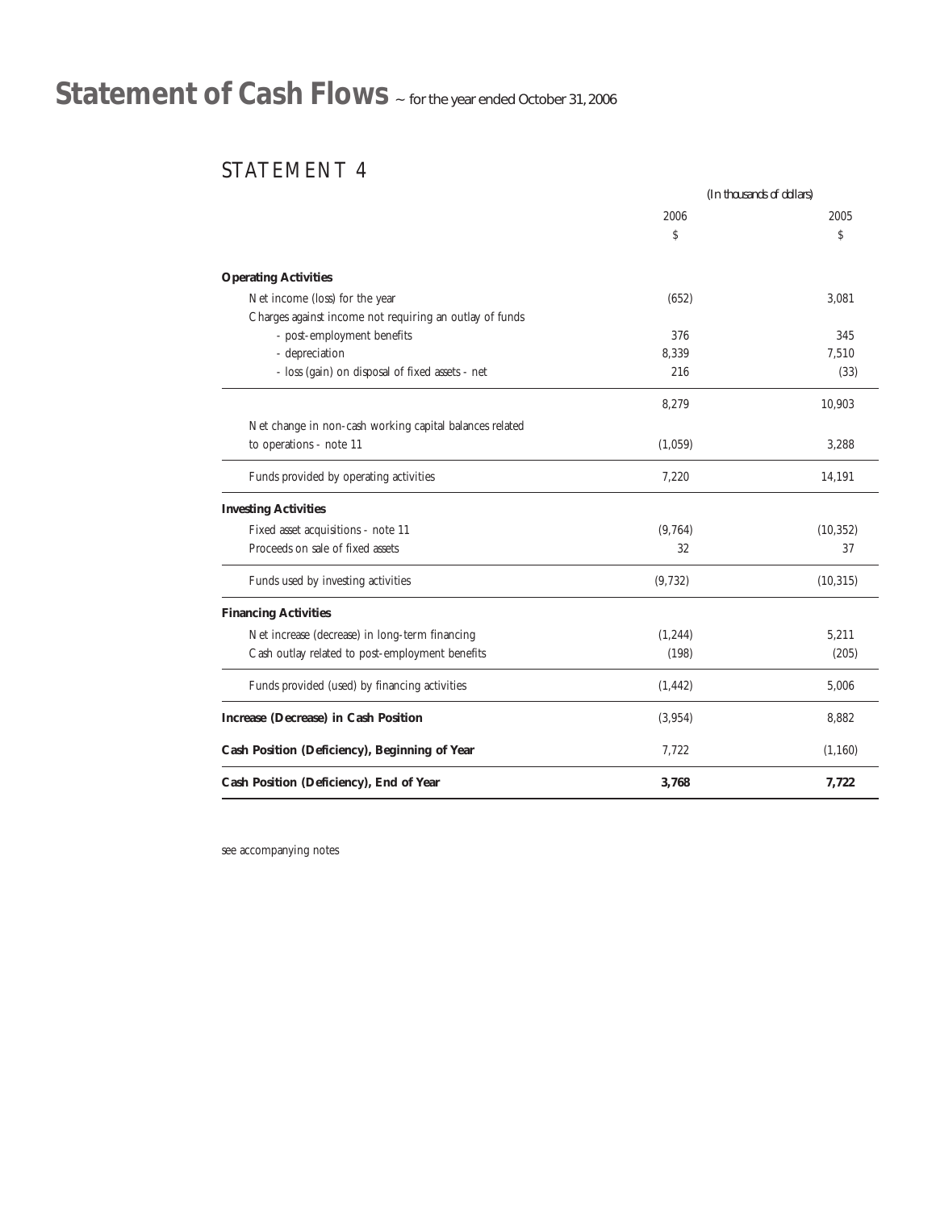# Statement of Cash Flows ~ for the year ended October 31, 2006

## STATEMENT 4

| | *(In thousands of dollars)* | |
|---|---|---|
| | 2006 | 2005 |
| | $ | $ |
| **Operating Activities** | | |
| Net income (loss) for the year | (652) | 3,081 |
| Charges against income not requiring an outlay of funds | | |
| - post-employment benefits | 376 | 345 |
| - depreciation | 8,339 | 7,510 |
| - loss (gain) on disposal of fixed assets - net | 216 | (33) |
| | 8,279 | 10,903 |
| Net change in non-cash working capital balances related to operations - note 11 | (1,059) | 3,288 |
| Funds provided by operating activities | 7,220 | 14,191 |
| **Investing Activities** | | |
| Fixed asset acquisitions - note 11 | (9,764) | (10,352) |
| Proceeds on sale of fixed assets | 32 | 37 |
| Funds used by investing activities | (9,732) | (10,315) |
| **Financing Activities** | | |
| Net increase (decrease) in long-term financing | (1,244) | 5,211 |
| Cash outlay related to post-employment benefits | (198) | (205) |
| Funds provided (used) by financing activities | (1,442) | 5,006 |
| **Increase (Decrease) in Cash Position** | (3,954) | 8,882 |
| **Cash Position (Deficiency), Beginning of Year** | 7,722 | (1,160) |
| **Cash Position (Deficiency), End of Year** | **3,768** | **7,722** |

see accompanying notes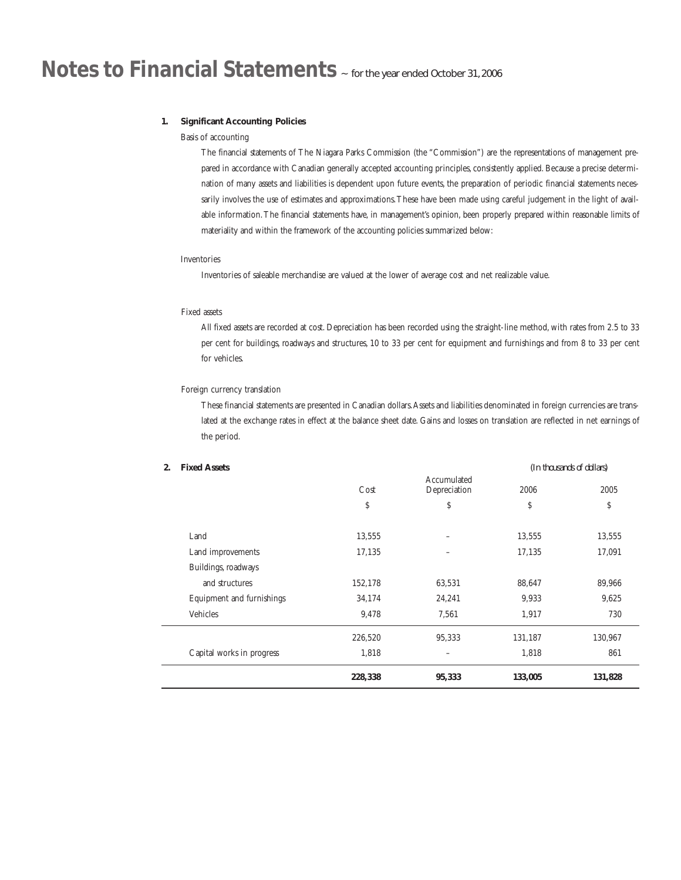# Notes to Financial Statements ~ for the year ended October 31, 2006

**1. Significant Accounting Policies**

Basis of accounting

The financial statements of The Niagara Parks Commission (the "Commission") are the representations of management prepared in accordance with Canadian generally accepted accounting principles, consistently applied. Because a precise determination of many assets and liabilities is dependent upon future events, the preparation of periodic financial statements necessarily involves the use of estimates and approximations. These have been made using careful judgement in the light of available information. The financial statements have, in management's opinion, been properly prepared within reasonable limits of materiality and within the framework of the accounting policies summarized below:

Inventories

Inventories of saleable merchandise are valued at the lower of average cost and net realizable value.

Fixed assets

All fixed assets are recorded at cost. Depreciation has been recorded using the straight-line method, with rates from 2.5 to 33 per cent for buildings, roadways and structures, 10 to 33 per cent for equipment and furnishings and from 8 to 33 per cent for vehicles.

Foreign currency translation

These financial statements are presented in Canadian dollars. Assets and liabilities denominated in foreign currencies are translated at the exchange rates in effect at the balance sheet date. Gains and losses on translation are reflected in net earnings of the period.

**2. Fixed Assets**

*(In thousands of dollars)*

| | Cost | Accumulated Depreciation | 2006 | 2005 |
|---|---|---|---|---|
| | $ | $ | $ | $ |
| Land | 13,555 | – | 13,555 | 13,555 |
| Land improvements | 17,135 | – | 17,135 | 17,091 |
| Buildings, roadways and structures | 152,178 | 63,531 | 88,647 | 89,966 |
| Equipment and furnishings | 34,174 | 24,241 | 9,933 | 9,625 |
| Vehicles | 9,478 | 7,561 | 1,917 | 730 |
| | 226,520 | 95,333 | 131,187 | 130,967 |
| Capital works in progress | 1,818 | – | 1,818 | 861 |
| | **228,338** | **95,333** | **133,005** | **131,828** |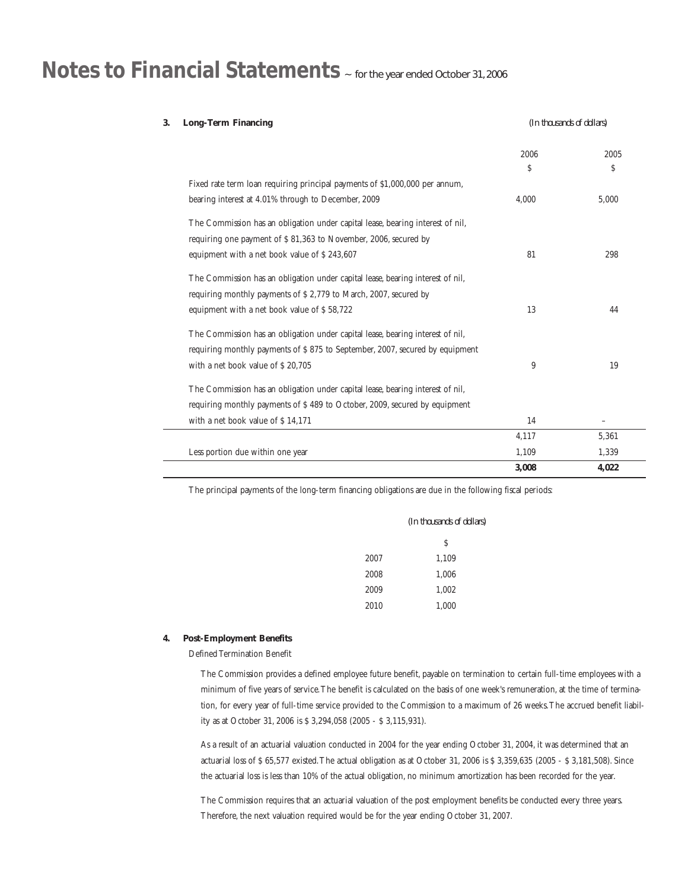# Notes to Financial Statements ~ for the year ended October 31, 2006

**3. Long-Term Financing**

*(In thousands of dollars)*

| | 2006 | 2005 |
|---|---|---|
| | $ | $ |
| Fixed rate term loan requiring principal payments of $1,000,000 per annum, bearing interest at 4.01% through to December, 2009 | 4,000 | 5,000 |
| The Commission has an obligation under capital lease, bearing interest of nil, requiring one payment of $ 81,363 to November, 2006, secured by equipment with a net book value of $ 243,607 | 81 | 298 |
| The Commission has an obligation under capital lease, bearing interest of nil, requiring monthly payments of $ 2,779 to March, 2007, secured by equipment with a net book value of $ 58,722 | 13 | 44 |
| The Commission has an obligation under capital lease, bearing interest of nil, requiring monthly payments of $ 875 to September, 2007, secured by equipment with a net book value of $ 20,705 | 9 | 19 |
| The Commission has an obligation under capital lease, bearing interest of nil, requiring monthly payments of $ 489 to October, 2009, secured by equipment with a net book value of $ 14,171 | 14 | – |
| | 4,117 | 5,361 |
| Less portion due within one year | 1,109 | 1,339 |
| | **3,008** | **4,022** |

The principal payments of the long-term financing obligations are due in the following fiscal periods:

*(In thousands of dollars)*

| | |
|---|---|
| | $ |
| 2007 | 1,109 |
| 2008 | 1,006 |
| 2009 | 1,002 |
| 2010 | 1,000 |

**4. Post-Employment Benefits**

Defined Termination Benefit

The Commission provides a defined employee future benefit, payable on termination to certain full-time employees with a minimum of five years of service. The benefit is calculated on the basis of one week's remuneration, at the time of termination, for every year of full-time service provided to the Commission to a maximum of 26 weeks. The accrued benefit liability as at October 31, 2006 is $ 3,294,058 (2005 - $ 3,115,931).

As a result of an actuarial valuation conducted in 2004 for the year ending October 31, 2004, it was determined that an actuarial loss of $ 65,577 existed. The actual obligation as at October 31, 2006 is $ 3,359,635 (2005 - $ 3,181,508). Since the actuarial loss is less than 10% of the actual obligation, no minimum amortization has been recorded for the year.

The Commission requires that an actuarial valuation of the post employment benefits be conducted every three years. Therefore, the next valuation required would be for the year ending October 31, 2007.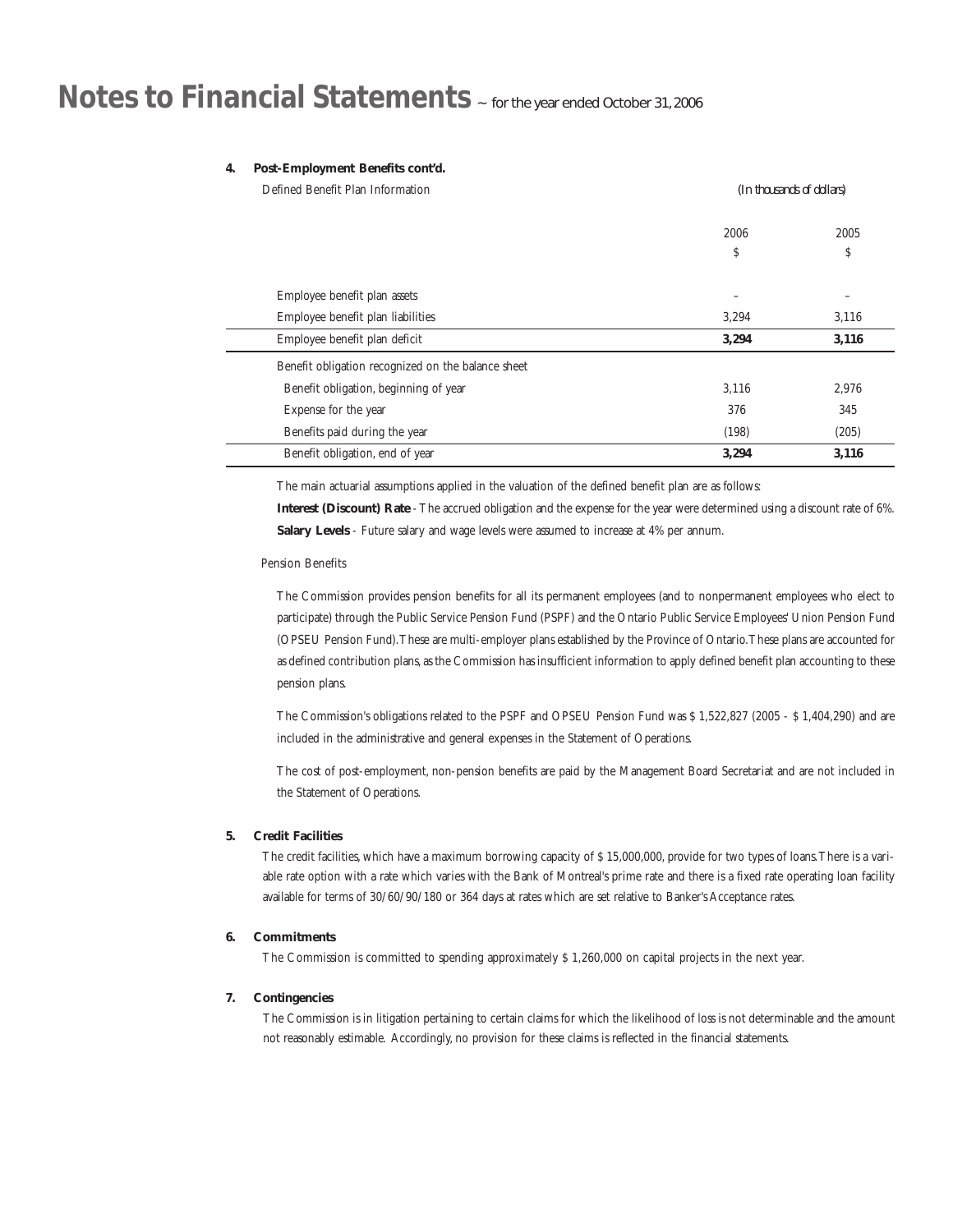# Notes to Financial Statements ~ for the year ended October 31, 2006

**4. Post-Employment Benefits cont'd.**

Defined Benefit Plan Information

| | *(In thousands of dollars)* | |
|---|---|---|
| | 2006 | 2005 |
| | $ | $ |
| Employee benefit plan assets | – | – |
| Employee benefit plan liabilities | 3,294 | 3,116 |
| Employee benefit plan deficit | **3,294** | **3,116** |
| Benefit obligation recognized on the balance sheet | | |
| Benefit obligation, beginning of year | 3,116 | 2,976 |
| Expense for the year | 376 | 345 |
| Benefits paid during the year | (198) | (205) |
| Benefit obligation, end of year | **3,294** | **3,116** |

The main actuarial assumptions applied in the valuation of the defined benefit plan are as follows:

**Interest (Discount) Rate** - The accrued obligation and the expense for the year were determined using a discount rate of 6%.

**Salary Levels** - Future salary and wage levels were assumed to increase at 4% per annum.

Pension Benefits

The Commission provides pension benefits for all its permanent employees (and to nonpermanent employees who elect to participate) through the Public Service Pension Fund (PSPF) and the Ontario Public Service Employees' Union Pension Fund (OPSEU Pension Fund). These are multi-employer plans established by the Province of Ontario. These plans are accounted for as defined contribution plans, as the Commission has insufficient information to apply defined benefit plan accounting to these pension plans.

The Commission's obligations related to the PSPF and OPSEU Pension Fund was $ 1,522,827 (2005 - $ 1,404,290) and are included in the administrative and general expenses in the Statement of Operations.

The cost of post-employment, non-pension benefits are paid by the Management Board Secretariat and are not included in the Statement of Operations.

**5. Credit Facilities**

The credit facilities, which have a maximum borrowing capacity of $ 15,000,000, provide for two types of loans. There is a variable rate option with a rate which varies with the Bank of Montreal's prime rate and there is a fixed rate operating loan facility available for terms of 30/60/90/180 or 364 days at rates which are set relative to Banker's Acceptance rates.

**6. Commitments**

The Commission is committed to spending approximately $ 1,260,000 on capital projects in the next year.

**7. Contingencies**

The Commission is in litigation pertaining to certain claims for which the likelihood of loss is not determinable and the amount not reasonably estimable. Accordingly, no provision for these claims is reflected in the financial statements.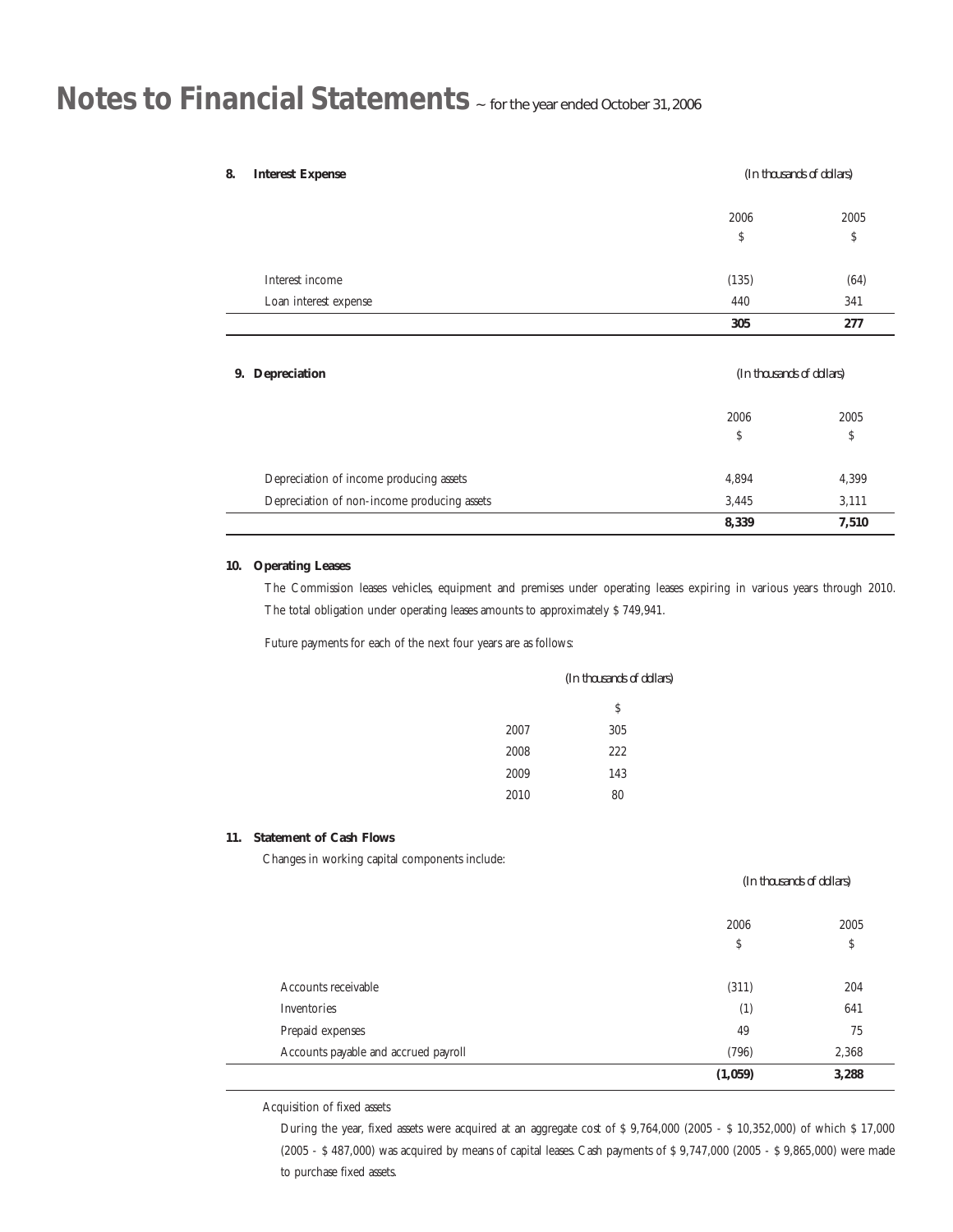# Notes to Financial Statements ~ for the year ended October 31, 2006

**8. Interest Expense**

| | *(In thousands of dollars)* | |
|---|---|---|
| | 2006 | 2005 |
| | $ | $ |
| Interest income | (135) | (64) |
| Loan interest expense | 440 | 341 |
| | **305** | **277** |

**9. Depreciation**

| | *(In thousands of dollars)* | |
|---|---|---|
| | 2006 | 2005 |
| | $ | $ |
| Depreciation of income producing assets | 4,894 | 4,399 |
| Depreciation of non-income producing assets | 3,445 | 3,111 |
| | **8,339** | **7,510** |

**10. Operating Leases**

The Commission leases vehicles, equipment and premises under operating leases expiring in various years through 2010. The total obligation under operating leases amounts to approximately $ 749,941.

Future payments for each of the next four years are as follows:

| | *(In thousands of dollars)* |
|---|---|
| | $ |
| 2007 | 305 |
| 2008 | 222 |
| 2009 | 143 |
| 2010 | 80 |

**11. Statement of Cash Flows**

Changes in working capital components include:

| | *(In thousands of dollars)* | |
|---|---|---|
| | 2006 | 2005 |
| | $ | $ |
| Accounts receivable | (311) | 204 |
| Inventories | (1) | 641 |
| Prepaid expenses | 49 | 75 |
| Accounts payable and accrued payroll | (796) | 2,368 |
| | **(1,059)** | **3,288** |

Acquisition of fixed assets

During the year, fixed assets were acquired at an aggregate cost of $ 9,764,000 (2005 - $ 10,352,000) of which $ 17,000 (2005 - $ 487,000) was acquired by means of capital leases. Cash payments of $ 9,747,000 (2005 - $ 9,865,000) were made to purchase fixed assets.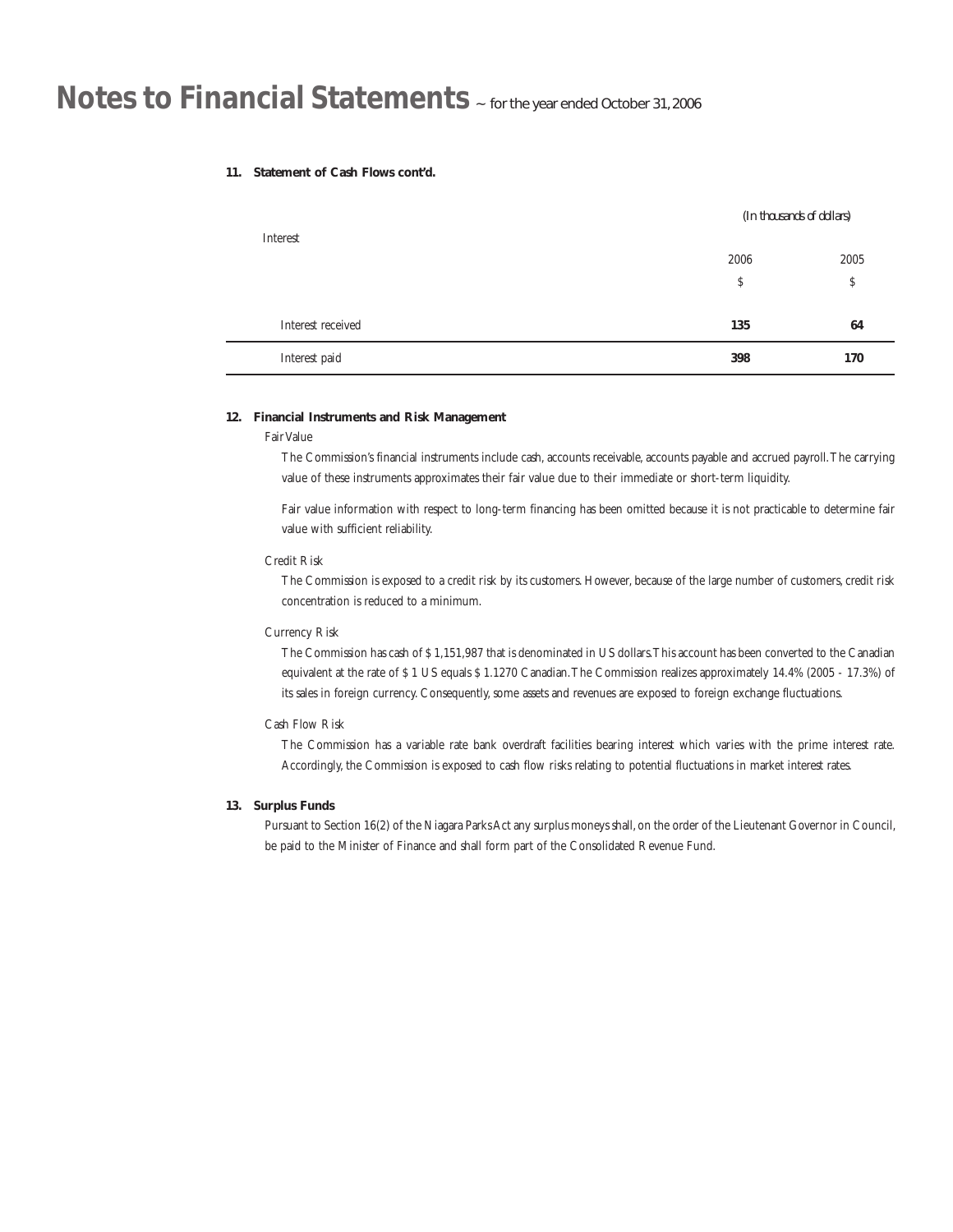# Notes to Financial Statements ~ for the year ended October 31, 2006

**11. Statement of Cash Flows cont'd.**

| Interest | *(In thousands of dollars)* | |
|---|---|---|
| | 2006 | 2005 |
| | $ | $ |
| Interest received | **135** | **64** |
| Interest paid | **398** | **170** |

**12. Financial Instruments and Risk Management**

Fair Value

The Commission's financial instruments include cash, accounts receivable, accounts payable and accrued payroll. The carrying value of these instruments approximates their fair value due to their immediate or short-term liquidity.

Fair value information with respect to long-term financing has been omitted because it is not practicable to determine fair value with sufficient reliability.

Credit Risk

The Commission is exposed to a credit risk by its customers. However, because of the large number of customers, credit risk concentration is reduced to a minimum.

Currency Risk

The Commission has cash of $ 1,151,987 that is denominated in US dollars. This account has been converted to the Canadian equivalent at the rate of $ 1 US equals $ 1.1270 Canadian. The Commission realizes approximately 14.4% (2005 - 17.3%) of its sales in foreign currency. Consequently, some assets and revenues are exposed to foreign exchange fluctuations.

Cash Flow Risk

The Commission has a variable rate bank overdraft facilities bearing interest which varies with the prime interest rate. Accordingly, the Commission is exposed to cash flow risks relating to potential fluctuations in market interest rates.

**13. Surplus Funds**

Pursuant to Section 16(2) of the Niagara Parks Act any surplus moneys shall, on the order of the Lieutenant Governor in Council, be paid to the Minister of Finance and shall form part of the Consolidated Revenue Fund.